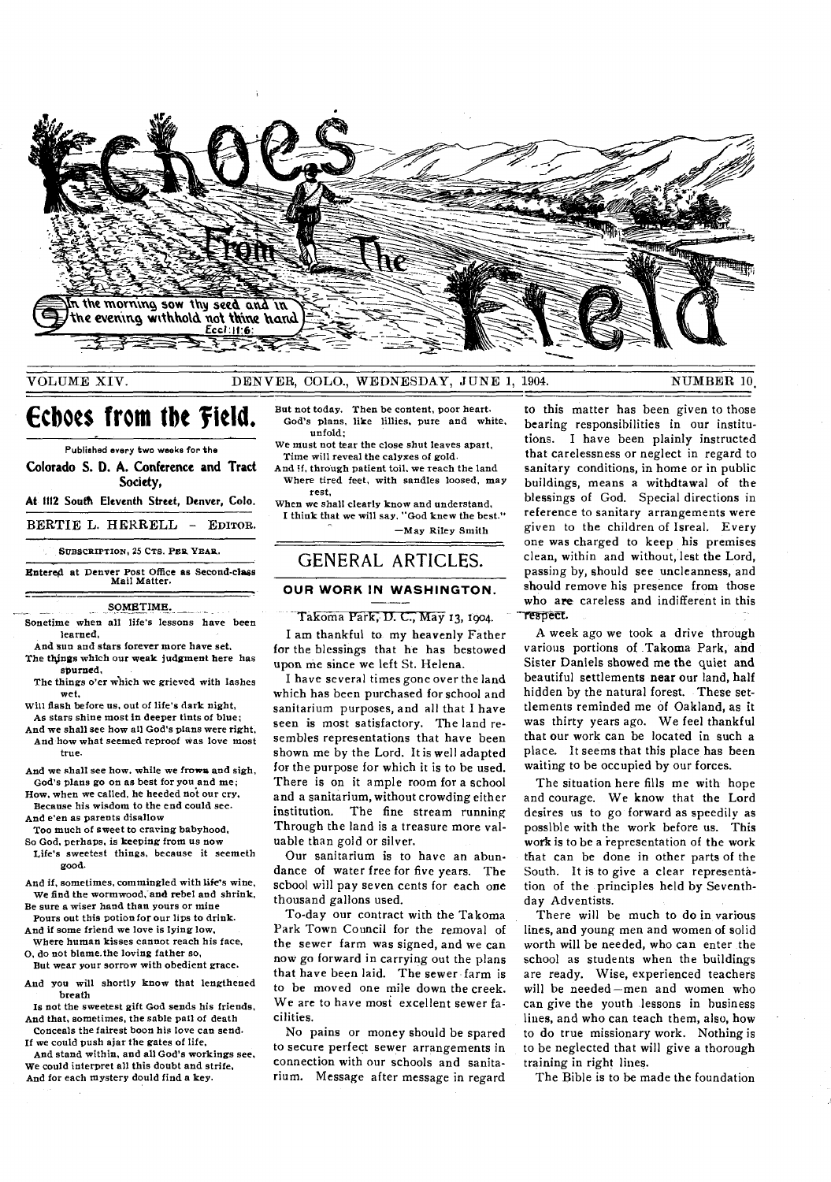# Echoes From The Field

In the morning sow thy seed and in the evening withhold not thine hand. Eccl. 11:6.

VOLUME XIV. DENVER, COLO., WEDNESDAY, JUNE 1, 1904. NUMBER 10.

## Echoes from the Field.

Published every two weeks for the

**Colorado S. D. A. Conference and Tract Society,**

**At 1112 South Eleventh Street, Denver, Colo.**

BERTIE L. HERRELL - EDITOR.

SUBSCRIPTION, 25 CTS. PER YEAR.

Entered at Denver Post Office as Second-class Mail Matter.

### SOMETIME.

Sometime when all life's lessons have been learned,
And sun and stars forever more have set,
The things which our weak judgment here has spurned,
The things o'er which we grieved with lashes wet,
Will flash before us, out of life's dark night,
As stars shine most in deeper tints of blue;
And we shall see how all God's plans were right,
And how what seemed reproof was love most true.

And we shall see how, while we frown and sigh,
God's plans go on as best for you and me;
How, when we called, he heeded not our cry,
Because his wisdom to the end could see.
And e'en as parents disallow
Too much of sweet to craving babyhood,
So God, perhaps, is keeping from us now
Life's sweetest things, because it seemeth good.

And if, sometimes, commingled with life's wine,
We find the wormwood, and rebel and shrink,
Be sure a wiser hand than yours or mine
Pours out this potion for our lips to drink.
And if some friend we love is lying low,
Where human kisses cannot reach his face,
O, do not blame the loving father so,
But wear your sorrow with obedient grace.

And you will shortly know that lengthened breath
Is not the sweetest gift God sends his friends,
And that, sometimes, the sable pall of death
Conceals the fairest boon his love can send.
If we could push ajar the gates of life,
And stand within, and all God's workings see,
We could interpret all this doubt and strife,
And for each mystery dould find a key.

But not today. Then be content, poor heart.
God's plans, like lillies, pure and white, unfold;
We must not tear the close shut leaves apart,
Time will reveal the calyxes of gold.
And if, through patient toil, we reach the land
Where tired feet, with sandles loosed, may rest,
When we shall clearly know and understand,
I think that we will say, "God knew the best."

—May Riley Smith

## GENERAL ARTICLES.

### OUR WORK IN WASHINGTON.

Takoma Park, D. C., May 13, 1904.

I am thankful to my heavenly Father for the blessings that he has bestowed upon me since we left St. Helena.

I have several times gone over the land which has been purchased for school and sanitarium purposes, and all that I have seen is most satisfactory. The land resembles representations that have been shown me by the Lord. It is well adapted for the purpose for which it is to be used. There is on it ample room for a school and a sanitarium, without crowding either institution. The fine stream running Through the land is a treasure more valuable than gold or silver.

Our sanitarium is to have an abundance of water free for five years. The school will pay seven cents for each one thousand gallons used.

To-day our contract with the Takoma Park Town Council for the removal of the sewer farm was signed, and we can now go forward in carrying out the plans that have been laid. The sewer farm is to be moved one mile down the creek. We are to have most excellent sewer facilities.

No pains or money should be spared to secure perfect sewer arrangements in connection with our schools and sanitarium. Message after message in regard to this matter has been given to those bearing responsibilities in our institutions. I have been plainly instructed that carelessness or neglect in regard to sanitary conditions, in home or in public buildings, means a withdtawal of the blessings of God. Special directions in reference to sanitary arrangements were given to the children of Isreal. Every one was charged to keep his premises clean, within and without, lest the Lord, passing by, should see uncleanness, and should remove his presence from those who are careless and indifferent in this respect.

A week ago we took a drive through various portions of Takoma Park, and Sister Daniels showed me the quiet and beautiful settlements near our land, half hidden by the natural forest. These settlements reminded me of Oakland, as it was thirty years ago. We feel thankful that our work can be located in such a place. It seems that this place has been waiting to be occupied by our forces.

The situation here fills me with hope and courage. We know that the Lord desires us to go forward as speedily as possible with the work before us. This work is to be a representation of the work that can be done in other parts of the South. It is to give a clear representation of the principles held by Seventh-day Adventists.

There will be much to do in various lines, and young men and women of solid worth will be needed, who can enter the school as students when the buildings are ready. Wise, experienced teachers will be needed—men and women who can give the youth lessons in business lines, and who can teach them, also, how to do true missionary work. Nothing is to be neglected that will give a thorough training in right lines.

The Bible is to be made the foundation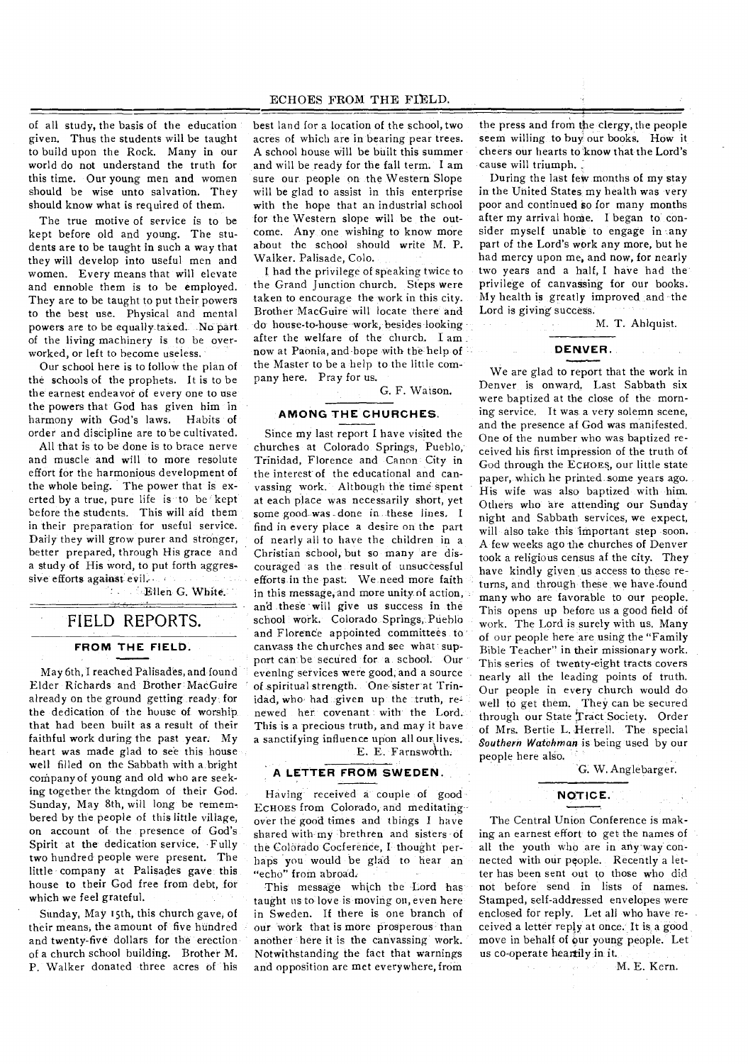of all study, the basis of the education given. Thus the students will be taught to build upon the Rock. Many in our world do not understand the truth for this time. Our young men and women should be wise unto salvation. They should know what is required of them.

The true motive of service is to be kept before old and young. The students are to be taught in such a way that they will develop into useful men and women. Every means that will elevate and ennoble them is to be employed. They are to be taught to put their powers to the best use. Physical and mental powers are to be equally taxed. No part of the living machinery is to be overworked, or left to become useless.

Our school here is to follow the plan of the schools of the prophets. It is to be the earnest endeavor of every one to use the powers that God has given him in harmony with God's laws. Habits of order and discipline are to be cultivated.

All that is to be done is to brace nerve and muscle and will to more resolute effort for the harmonious development of the whole being. The power that is exerted by a true, pure life is to be kept before the students. This will aid them in their preparation for useful service. Daily they will grow purer and stronger, better prepared, through His grace and a study of His word, to put forth aggressive efforts against evil.

Ellen G. White.

# FIELD REPORTS.

## FROM THE FIELD.

May 6th, I reached Palisades, and found Elder Richards and Brother MacGuire already on the ground getting ready for the dedication of the house of worship that had been built as a result of their faithful work during the past year. My heart was made glad to see this house well filled on the Sabbath with a bright company of young and old who are seeking together the kingdom of their God. Sunday, May 8th, will long be remembered by the people of this little village, on account of the presence of God's Spirit at the dedication service. Fully two hundred people were present. The little company at Palisades gave this house to their God free from debt, for which we feel grateful.

Sunday, May 15th, this church gave, of their means, the amount of five hundred and twenty-five dollars for the erection of a church school building. Brother M. P. Walker donated three acres of his best land for a location of the school, two acres of which are in bearing pear trees. A school house will be built this summer and will be ready for the fall term. I am sure our people on the Western Slope will be glad to assist in this enterprise with the hope that an industrial school for the Western slope will be the outcome. Any one wishing to know more about the school should write M. P. Walker. Palisade, Colo.

I had the privilege of speaking twice to the Grand Junction church. Steps were taken to encourage the work in this city. Brother MacGuire will locate there and do house-to-house work, besides looking after the welfare of the church. I am now at Paonia, and hope with the help of the Master to be a help to the little company here. Pray for us.

G. F. Watson.

## AMONG THE CHURCHES.

Since my last report I have visited the churches at Colorado Springs, Pueblo, Trinidad, Florence and Canon City in the interest of the educational and canvassing work. Although the time spent at each place was necessarily short, yet some good was done in these lines. I find in every place a desire on the part of nearly all to have the children in a Christian school, but so many are discouraged as the result of unsuccessful efforts in the past. We need more faith in this message, and more unity of action, and these will give us success in the school work. Colorado Springs, Pueblo and Florence appointed committees to canvass the churches and see what support can be secured for a school. Our evening services were good, and a source of spiritual strength. One sister at Trinidad, who had given up the truth, renewed her covenant with the Lord. This is a precious truth, and may it have a sanctifying influence upon all our lives.

E. E. Farnsworth.

## A LETTER FROM SWEDEN.

Having received a couple of good ECHOES from Colorado, and meditating over the good times and things I have shared with my brethren and sisters of the Colorado Cocference, I thought perhaps you would be glad to hear an "echo" from abroad.

This message which the Lord has taught us to love is moving on, even here in Sweden. If there is one branch of our work that is more prosperous than another here it is the canvassing work. Notwithstanding the fact that warnings and opposition are met everywhere, from the press and from the clergy, the people seem willing to buy our books. How it cheers our hearts to know that the Lord's cause will triumph.

During the last few months of my stay in the United States my health was very poor and continued so for many months after my arrival home. I began to consider myself unable to engage in any part of the Lord's work any more, but he had mercy upon me, and now, for nearly two years and a half, I have had the privilege of canvassing for our books. My health is greatly improved and the Lord is giving success.

M. T. Ahlquist.

## DENVER.

We are glad to report that the work in Denver is onward. Last Sabbath six were baptized at the close of the morning service. It was a very solemn scene, and the presence af God was manifested. One of the number who was baptized received his first impression of the truth of God through the ECHOES, our little state paper, which he printed some years ago. His wife was also baptized with him. Others who are attending our Sunday night and Sabbath services, we expect, will also take this important step soon. A few weeks ago the churches of Denver took a religious census af the city. They have kindly given us access to these returns, and through these we have found many who are favorable to our people. This opens up before us a good field of work. The Lord is surely with us. Many of our people here are using the "Family Bible Teacher" in their missionary work. This series of twenty-eight tracts covers nearly all the leading points of truth. Our people in every church would do well to get them. They can be secured through our State Tract Society. Order of Mrs. Bertie L. Herrell. The special *Southern Watchman* is being used by our people here also.

G. W. Anglebarger.

## NOTICE.

The Central Union Conference is making an earnest effort to get the names of all the youth who are in any way connected with our people. Recently a letter has been sent out to those who did not before send in lists of names. Stamped, self-addressed envelopes were enclosed for reply. Let all who have received a letter reply at once. It is a good move in behalf of our young people. Let us co-operate heartily in it.

M. E. Kern.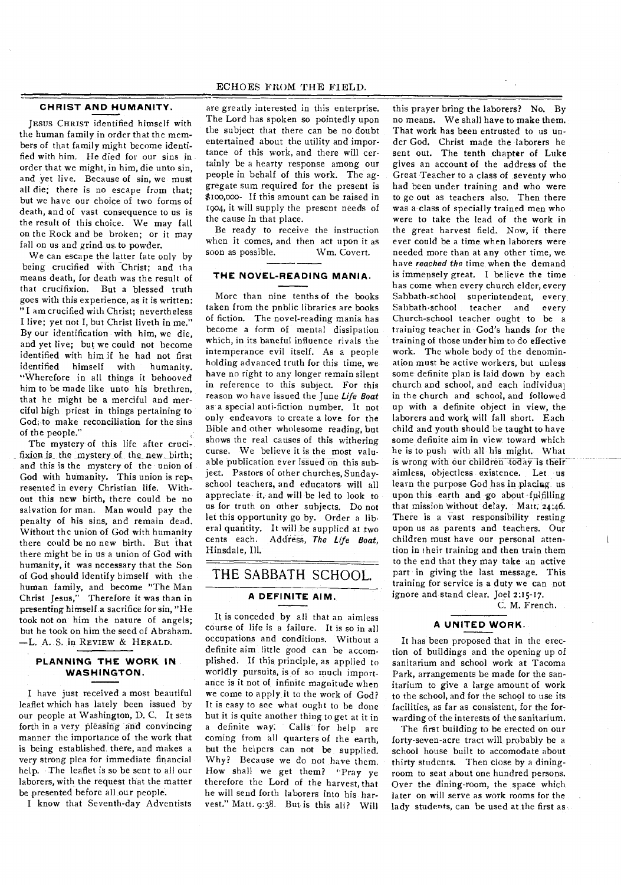## CHRIST AND HUMANITY.

JESUS CHRIST identified himself with the human family in order that the members of that family might become identified with him. He died for our sins in order that we might, in him, die unto sin, and yet live. Because of sin, we must all die; there is no escape from that; but we have our choice of two forms of death, and of vast consequence to us is the result of this choice. We may fall on the Rock and be broken; or it may fall on us and grind us to powder.

We can escape the latter fate only by being crucified with Christ; and tha means death, for death was the result of that crucifixion. But a blessed truth goes with this experience, as it is written: "I am crucified with Christ; nevertheless I live; yet not I, but Christ liveth in me." By our identification with him, we die, and yet live; but we could not become identified with him if he had not first identified himself with humanity. "Wherefore in all things it behooved him to be made like unto his brethren, that he might be a merciful and merciful high priest in things pertaining to God, to make reconciliation for the sins of the people."

The mystery of this life after crucifixion is the mystery of the new birth; and this is the mystery of the union of God with humanity. This union is represented in every Christian life. Without this new birth, there could be no salvation for man. Man would pay the penalty of his sins, and remain dead. Without the union of God with humanity there could be no new birth. But that there might be in us a union of God with humanity, it was necessary that the Son of God should identify himself with the human family, and become "The Man Christ Jesus," Therefore it was than in presenting himself a sacrifice for sin, "He took not on him the nature of angels; but he took on him the seed of Abraham. —L. A. S. in REVIEW & HERALD.

## PLANNING THE WORK IN WASHINGTON.

I have just received a most beautiful leaflet which has lately been issued by our people at Washington, D. C. It sets forth in a very pleasing and convincing manner the importance of the work that is being established there, and makes a very strong plea for immediate financial help. The leaflet is so be sent to all our laborers, with the request that the matter be presented before all our people.

I know that Seventh-day Adventists are greatly interested in this enterprise. The Lord has spoken so pointedly upon the subject that there can be no doubt entertained about the utility and importance of this work, and there will certainly be a hearty response among our people in behalf of this work. The aggregate sum required for the present is $100,000. If this amount can be raised in 1904, it will supply the present needs of the cause in that place.

Be ready to receive the instruction when it comes, and then act upon it as soon as possible. Wm. Covert.

## THE NOVEL-READING MANIA.

More than nine tenths of the books taken from the pnblic libraries are books of fiction. The novel-reading mania has become a form of mental dissipation which, in its baneful influence rivals the intemperance evil itself. As a people holding advanced truth for this time, we have no right to any longer remain silent in reference to this subject. For this reason wo have issued the June *Life Boat* as a special anti-fiction number. It not only endeavors to create a love for the Bible and other wholesome reading, but shows the real causes of this withering curse. We believe it is the most valuable publication ever issued on this subject. Pastors of other churches, Sunday-school teachers, and educators will all appreciate it, and will be led to look to us for truth on other subjects. Do not let this opportunity go by. Order a liberal quantity. It will be supplied at two cents each. Address, *The Life Boat*, Hinsdale, Ill.

# THE SABBATH SCHOOL.

## A DEFINITE AIM.

It is conceded by all that an aimless course of life is a failure. It is so in all occupations and conditions. Without a definite aim little good can be accomplished. If this principle, as applied to worldly pursuits, is of so much importance is it not of infinite magnitude when we come to apply it to the work of God? It is easy to see what ought to be done hut it is quite another thing to get at it in a definite way. Calls for help are coming from all quarters of the earth, but the helpers can not be supplied. Why? Because we do not have them. How shall we get them? "Pray ye therefore the Lord of the harvest, that he will send forth laborers into his harvest." Matt. 9:38. But is this all? Will this prayer bring the laborers? No. By no means. We shall have to make them. That work has been entrusted to us under God. Christ made the laborers he sent out. The tenth chapter of Luke gives an account of the address of the Great Teacher to a class of seventy who had been under training and who were to go out as teachers also. Then there was a class of specially trained men who were to take the lead of the work in the great harvest field. Now, if there ever could be a time when laborers were needed more than at any other time, we have *reached the* time when the demand is immensely great. I believe the time has come when every church elder, every Sabbath-school superintendent, every Sabbath-school teacher and every Church-school teacher ought to be a training teacher in God's hands for the training of those under him to do effective work. The whole body of the denomination must be active workers, but unless some definite plan is laid down by each church and school, and each individual in the church and school, and followed up with a definite object in view, the laborers and work will fall short. Each child and youth should be taught to have some definite aim in view toward which he is to push with all his might. What is wrong with our children today is their aimless, objectless existence. Let us learn the purpose God has in placing us upon this earth and go about fulfilling that mission without delay. Matt. 24:46. There is a vast responsibility resting upon us as parents and teachers. Our children must have our personal attention in their training and then train them to the end that they may take an active part in giving the last message. This training for service is a duty we can not ignore and stand clear. Joel 2:15-17.

C. M. French.

## A UNITED WORK.

It has been proposed that in the erection of buildings and the opening up of sanitarium and school work at Tacoma Park, arrangements be made for the sanitarium to give a large amount of work to the school, and for the school to use its facilities, as far as consistent, for the forwarding of the interests of the sanitarium.

The first building to be erected on our forty-seven-acre tract will probably be a school house built to accomodate about thirty students. Then close by a dining-room to seat about one hundred persons. Over the dining-room, the space which later on will serve as work rooms for the lady students, can be used at the first as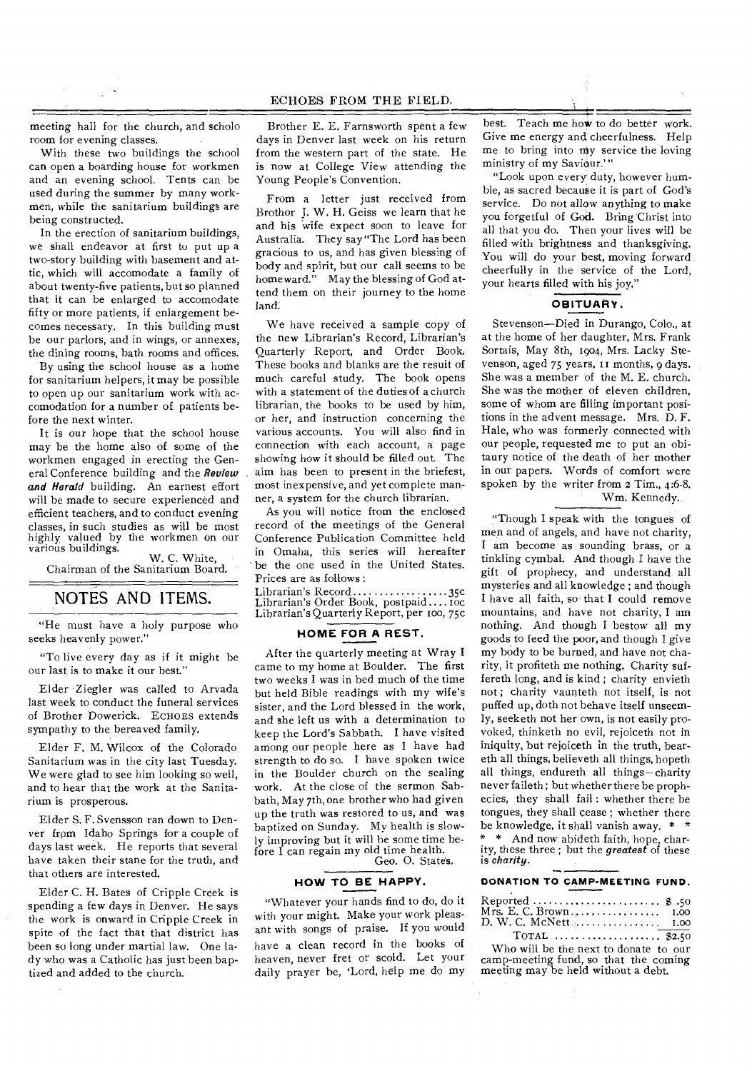meeting hall for the church, and scholo room for evening classes.

With these two buildings the school can open a boarding house for workmen and an evening school. Tents can be used during the summer by many workmen, while the sanitarium buildings are being constructed.

In the erection of sanitarium buildings, we shall endeavor at first to put up a two-story building with basement and attic, which will accomodate a family of about twenty-five patients, but so planned that it can be enlarged to accomodate fifty or more patients, if enlargement becomes necessary. In this building must be our parlors, and in wings, or annexes, the dining rooms, bath rooms and offices.

By using the school house as a home for sanitarium helpers, it may be possible to open up our sanitarium work with accomodation for a number of patients before the next winter.

It is our hope that the school house may be the home also of some of the workmen engaged in erecting the General Conference building and the ***Review and Herald*** building. An earnest effort will be made to secure experienced and efficient teachers, and to conduct evening classes, in such studies as will be most highly valued by the workmen on our various buildings.

W. C. White,
Chairman of the Sanitarium Board.

## NOTES AND ITEMS.

"He must have a holy purpose who seeks heavenly power."

"To live every day as if it might be our last is to make it our best."

Elder Ziegler was called to Arvada last week to conduct the funeral services of Brother Dowerick. ECHOES extends sympathy to the bereaved family.

Elder F. M. Wilcox of the Colorado Sanitarium was in the city last Tuesday. We were glad to see him looking so well, and to hear that the work at the Sanitarium is prosperous.

Elder S. F. Svensson ran down to Denver from Idaho Springs for a couple of days last week. He reports that several have taken their stane for the truth, and that others are interested.

Elder C. H. Bates of Cripple Creek is spending a few days in Denver. He says the work is onward in Cripple Creek in spite of the fact that that district has been so long under martial law. One lady who was a Catholic has just been baptized and added to the church.

Brother E. E. Farnsworth spent a few days in Denver last week on his return from the western part of the state. He is now at College View attending the Young People's Convention.

From a letter just received from Brothor J. W. H. Geiss we learn that he and his wife expect soon to leave for Australia. They say "The Lord has been gracious to us, and has given blessing of body and spirit, but our call seems to be homeward." May the blessing of God attend them on their journey to the home land.

We have received a sample copy of the new Librarian's Record, Librarian's Quarterly Report, and Order Book. These books and blanks are the resuit of much careful study. The book opens with a statement of the duties of a church librarian, the books to be used by him, or her, and instruction concerning the various accounts. You will also find in connection with each account, a page showing how it should be filled out. The aim has been to present in the briefest, most inexpensive, and yet complete manner, a system for the church librarian.

As you will notice from the enclosed record of the meetings of the General Conference Publication Committee held in Omaha, this series will hereafter be the one used in the United States. Prices are as follows:

Librarian's Record.................. 35c
Librarian's Order Book, postpaid.... 10c
Librarian's Quarterly Report, per 100, 75c

### HOME FOR A REST.

After the quarterly meeting at Wray I came to my home at Boulder. The first two weeks I was in bed much of the time but held Bible readings with my wife's sister, and the Lord blessed in the work, and she left us with a determination to keep the Lord's Sabbath. I have visited among our people here as I have had strength to do so. I have spoken twice in the Boulder church on the sealing work. At the close of the sermon Sabbath, May 7th, one brother who had given up the truth was restored to us, and was baptized on Sunday. My health is slowly improving but it will be some time before I can regain my old time health.

Geo. O. States.

### HOW TO BE HAPPY.

"Whatever your hands find to do, do it with your might. Make your work pleasant with songs of praise. If you would have a clean record in the books of heaven, never fret or scold. Let your daily prayer be, 'Lord, help me do my best. Teach me how to do better work. Give me energy and cheerfulness. Help me to bring into my service the loving ministry of my Saviour.'"

"Look upon every duty, however humble, as sacred because it is part of God's service. Do not allow anything to make you forgetful of God. Bring Christ into all that you do. Then your lives will be filled with brightness and thanksgiving. You will do your best, moving forward cheerfully in the service of the Lord, your hearts filled with his joy."

### OBITUARY.

Stevenson—Died in Durango, Colo., at at the home of her daughter, Mrs. Frank Sortais, May 8th, 1904, Mrs. Lacky Stevenson, aged 75 years, 11 months, 9 days. She was a member of the M. E. church. She was the mother of eleven children, some of whom are filling important positions in the advent message. Mrs. D. F. Hale, who was formerly connected with our people, requested me to put an obitaury notice of the death of her mother in our papers. Words of comfort were spoken by the writer from 2 Tim., 4:6-8.

Wm. Kennedy.

"Though I speak with the tongues of men and of angels, and have not charity, I am become as sounding brass, or a tinkling cymbal. And though I have the gift of prophecy, and understand all mysteries and all knowledge; and though I have all faith, so that I could remove mountains, and have not charity, I am nothing. And though I bestow all my goods to feed the poor, and though I give my body to be burned, and have not charity, it profiteth me nothing. Charity suffereth long, and is kind; charity envieth not; charity vaunteth not itself, is not puffed up, doth not behave itself unseemly, seeketh not her own, is not easily provoked, thinketh no evil, rejoiceth not in iniquity, but rejoiceth in the truth, beareth all things, believeth all things, hopeth all things, endureth all things—charity never faileth; but whether there be prophecies, they shall fail: whether there be tongues, they shall cease; whether there be knowledge, it shall vanish away. * * * And now abideth faith, hope, charity, these three; but the ***greatest*** of these is ***charity***.

### DONATION TO CAMP-MEETING FUND.

| | |
|---|---|
| Reported | $ .50 |
| Mrs. E. C. Brown | 1.00 |
| D. W. C. McNett | 1.00 |
| TOTAL | $2.50 |

Who will be the next to donate to our camp-meeting fund, so that the coming meeting may be held without a debt.